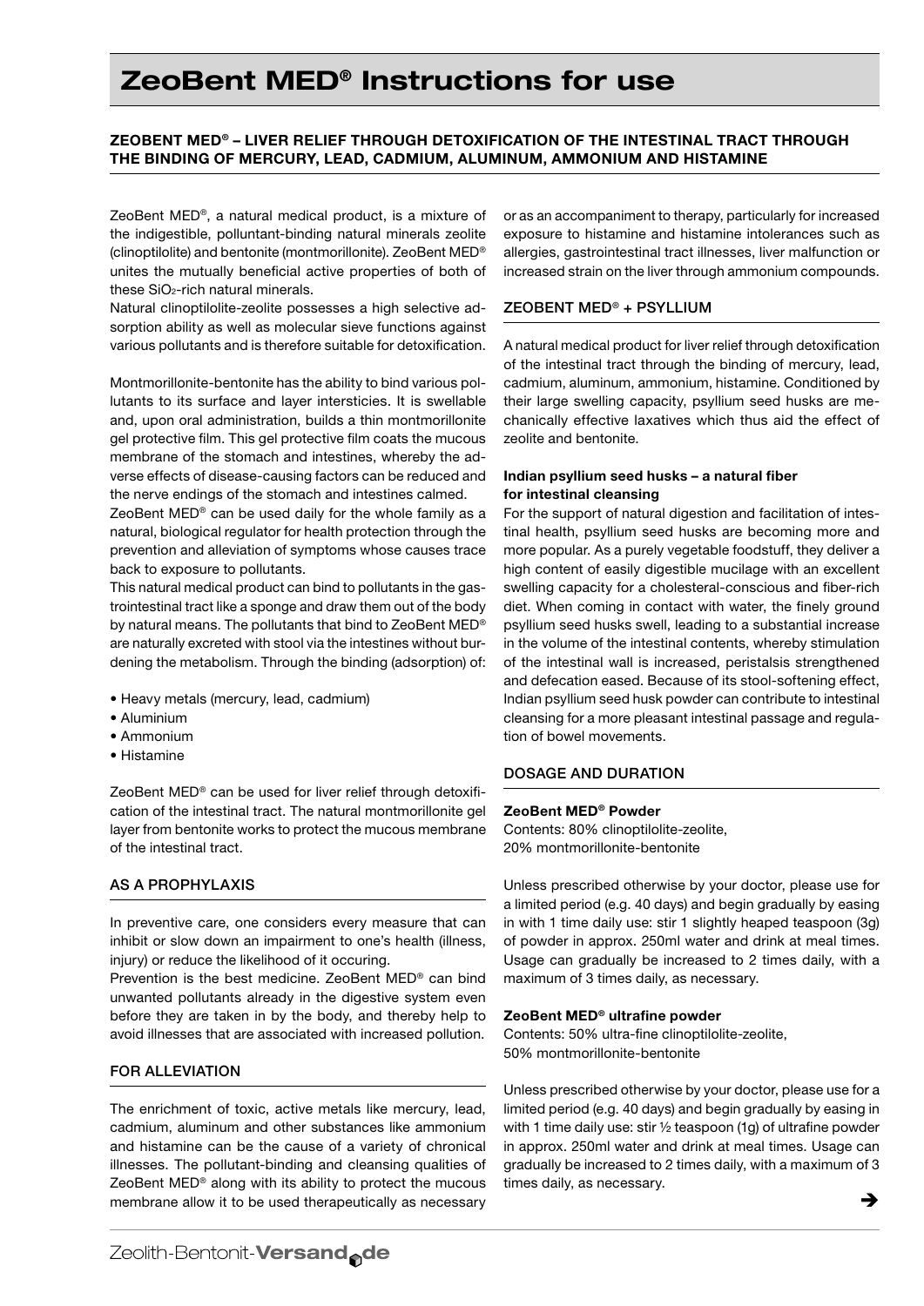# ZeoBent MED® Instructions for use

## ZEOBENT MED® – LIVER RELIEF THROUGH DETOXIFICATION OF THE INTESTINAL TRACT THROUGH THE BINDING OF MERCURY, LEAD, CADMIUM, ALUMINUM, AMMONIUM AND HISTAMINE

ZeoBent MED®, a natural medical product, is a mixture of the indigestible, polluntant-binding natural minerals zeolite (clinoptilolite) and bentonite (montmorillonite). ZeoBent MED® unites the mutually beneficial active properties of both of these $SiO_2$-rich natural minerals.

Natural clinoptilolite-zeolite possesses a high selective adsorption ability as well as molecular sieve functions against various pollutants and is therefore suitable for detoxification.

Montmorillonite-bentonite has the ability to bind various pollutants to its surface and layer intersticies. It is swellable and, upon oral administration, builds a thin montmorillonite gel protective film. This gel protective film coats the mucous membrane of the stomach and intestines, whereby the adverse effects of disease-causing factors can be reduced and the nerve endings of the stomach and intestines calmed.

ZeoBent MED® can be used daily for the whole family as a natural, biological regulator for health protection through the prevention and alleviation of symptoms whose causes trace back to exposure to pollutants.

This natural medical product can bind to pollutants in the gastrointestinal tract like a sponge and draw them out of the body by natural means. The pollutants that bind to ZeoBent MED® are naturally excreted with stool via the intestines without burdening the metabolism. Through the binding (adsorption) of:

- Heavy metals (mercury, lead, cadmium)
- Aluminium
- Ammonium
- Histamine

ZeoBent MED® can be used for liver relief through detoxification of the intestinal tract. The natural montmorillonite gel layer from bentonite works to protect the mucous membrane of the intestinal tract.

### AS A PROPHYLAXIS

In preventive care, one considers every measure that can inhibit or slow down an impairment to one's health (illness, injury) or reduce the likelihood of it occuring.

Prevention is the best medicine. ZeoBent MED® can bind unwanted pollutants already in the digestive system even before they are taken in by the body, and thereby help to avoid illnesses that are associated with increased pollution.

### FOR ALLEVIATION

The enrichment of toxic, active metals like mercury, lead, cadmium, aluminum and other substances like ammonium and histamine can be the cause of a variety of chronical illnesses. The pollutant-binding and cleansing qualities of ZeoBent MED® along with its ability to protect the mucous membrane allow it to be used therapeutically as necessary or as an accompaniment to therapy, particularly for increased exposure to histamine and histamine intolerances such as allergies, gastrointestinal tract illnesses, liver malfunction or increased strain on the liver through ammonium compounds.

### ZEOBENT MED® + PSYLLIUM

A natural medical product for liver relief through detoxification of the intestinal tract through the binding of mercury, lead, cadmium, aluminum, ammonium, histamine. Conditioned by their large swelling capacity, psyllium seed husks are mechanically effective laxatives which thus aid the effect of zeolite and bentonite.

**Indian psyllium seed husks – a natural fiber for intestinal cleansing**

For the support of natural digestion and facilitation of intestinal health, psyllium seed husks are becoming more and more popular. As a purely vegetable foodstuff, they deliver a high content of easily digestible mucilage with an excellent swelling capacity for a cholesterol-conscious and fiber-rich diet. When coming in contact with water, the finely ground psyllium seed husks swell, leading to a substantial increase in the volume of the intestinal contents, whereby stimulation of the intestinal wall is increased, peristalsis strengthened and defecation eased. Because of its stool-softening effect, Indian psyllium seed husk powder can contribute to intestinal cleansing for a more pleasant intestinal passage and regulation of bowel movements.

### DOSAGE AND DURATION

**ZeoBent MED® Powder**

Contents: 80% clinoptilolite-zeolite,
20% montmorillonite-bentonite

Unless prescribed otherwise by your doctor, please use for a limited period (e.g. 40 days) and begin gradually by easing in with 1 time daily use: stir 1 slightly heaped teaspoon (3g) of powder in approx. 250ml water and drink at meal times. Usage can gradually be increased to 2 times daily, with a maximum of 3 times daily, as necessary.

**ZeoBent MED® ultrafine powder**

Contents: 50% ultra-fine clinoptilolite-zeolite,
50% montmorillonite-bentonite

Unless prescribed otherwise by your doctor, please use for a limited period (e.g. 40 days) and begin gradually by easing in with 1 time daily use: stir ½ teaspoon (1g) of ultrafine powder in approx. 250ml water and drink at meal times. Usage can gradually be increased to 2 times daily, with a maximum of 3 times daily, as necessary.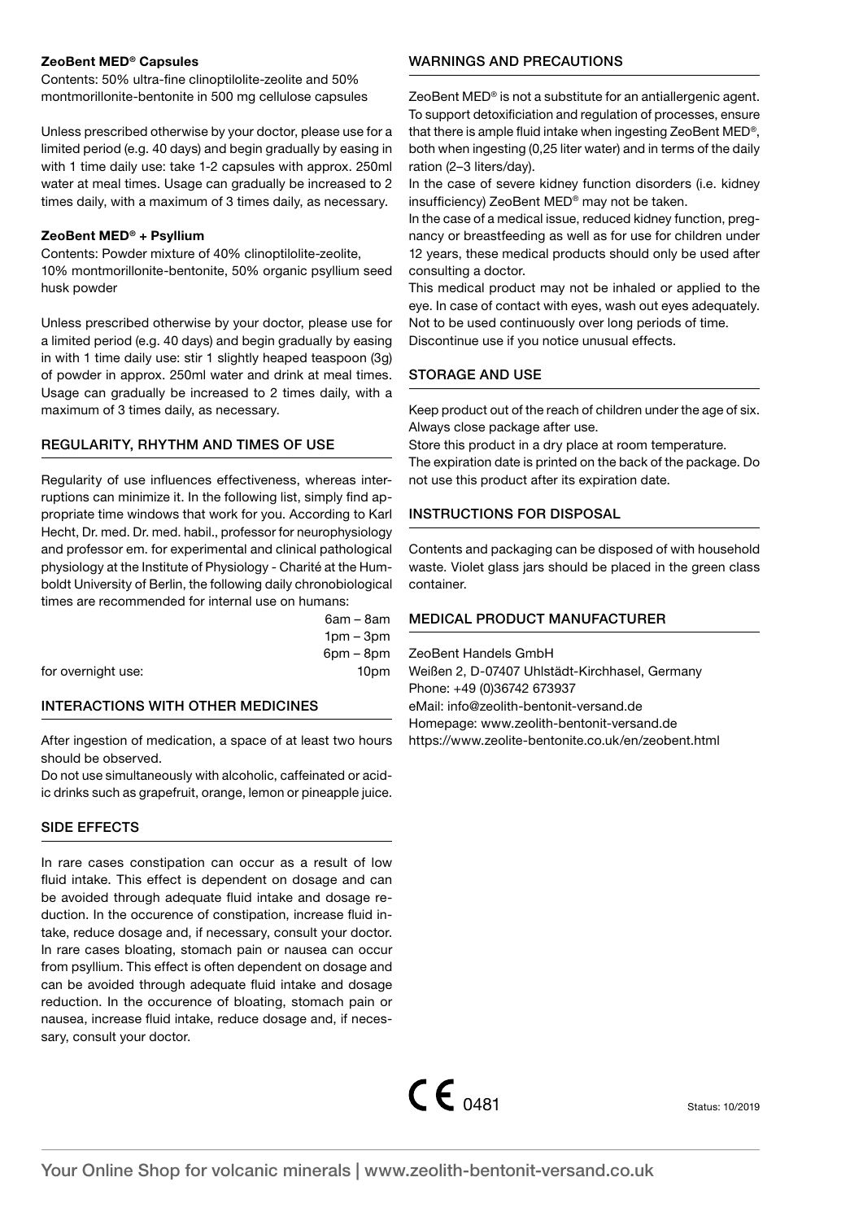**ZeoBent MED® Capsules**

Contents: 50% ultra-fine clinoptilolite-zeolite and 50% montmorillonite-bentonite in 500 mg cellulose capsules

Unless prescribed otherwise by your doctor, please use for a limited period (e.g. 40 days) and begin gradually by easing in with 1 time daily use: take 1-2 capsules with approx. 250ml water at meal times. Usage can gradually be increased to 2 times daily, with a maximum of 3 times daily, as necessary.

**ZeoBent MED® + Psyllium**

Contents: Powder mixture of 40% clinoptilolite-zeolite, 10% montmorillonite-bentonite, 50% organic psyllium seed husk powder

Unless prescribed otherwise by your doctor, please use for a limited period (e.g. 40 days) and begin gradually by easing in with 1 time daily use: stir 1 slightly heaped teaspoon (3g) of powder in approx. 250ml water and drink at meal times. Usage can gradually be increased to 2 times daily, with a maximum of 3 times daily, as necessary.

## REGULARITY, RHYTHM AND TIMES OF USE

Regularity of use influences effectiveness, whereas interruptions can minimize it. In the following list, simply find appropriate time windows that work for you. According to Karl Hecht, Dr. med. Dr. med. habil., professor for neurophysiology and professor em. for experimental and clinical pathological physiology at the Institute of Physiology - Charité at the Humboldt University of Berlin, the following daily chronobiological times are recommended for internal use on humans:

| | |
|---|---|
| | 6am – 8am |
| | 1pm – 3pm |
| | 6pm – 8pm |
| for overnight use: | 10pm |

## INTERACTIONS WITH OTHER MEDICINES

After ingestion of medication, a space of at least two hours should be observed.

Do not use simultaneously with alcoholic, caffeinated or acidic drinks such as grapefruit, orange, lemon or pineapple juice.

## SIDE EFFECTS

In rare cases constipation can occur as a result of low fluid intake. This effect is dependent on dosage and can be avoided through adequate fluid intake and dosage reduction. In the occurence of constipation, increase fluid intake, reduce dosage and, if necessary, consult your doctor. In rare cases bloating, stomach pain or nausea can occur from psyllium. This effect is often dependent on dosage and can be avoided through adequate fluid intake and dosage reduction. In the occurence of bloating, stomach pain or nausea, increase fluid intake, reduce dosage and, if necessary, consult your doctor.

## WARNINGS AND PRECAUTIONS

ZeoBent MED® is not a substitute for an antiallergenic agent. To support detoxificiation and regulation of processes, ensure that there is ample fluid intake when ingesting ZeoBent MED®, both when ingesting (0,25 liter water) and in terms of the daily ration (2–3 liters/day).

In the case of severe kidney function disorders (i.e. kidney insufficiency) ZeoBent MED® may not be taken.

In the case of a medical issue, reduced kidney function, pregnancy or breastfeeding as well as for use for children under 12 years, these medical products should only be used after consulting a doctor.

This medical product may not be inhaled or applied to the eye. In case of contact with eyes, wash out eyes adequately. Not to be used continuously over long periods of time. Discontinue use if you notice unusual effects.

## STORAGE AND USE

Keep product out of the reach of children under the age of six. Always close package after use.

Store this product in a dry place at room temperature.

The expiration date is printed on the back of the package. Do not use this product after its expiration date.

## INSTRUCTIONS FOR DISPOSAL

Contents and packaging can be disposed of with household waste. Violet glass jars should be placed in the green class container.

## MEDICAL PRODUCT MANUFACTURER

ZeoBent Handels GmbH
Weißen 2, D-07407 Uhlstädt-Kirchhasel, Germany
Phone: +49 (0)36742 673937
eMail: info@zeolith-bentonit-versand.de
Homepage: www.zeolith-bentonit-versand.de
https://www.zeolite-bentonite.co.uk/en/zeobent.html

CE 0481

Status: 10/2019

Your Online Shop for volcanic minerals | www.zeolith-bentonit-versand.co.uk